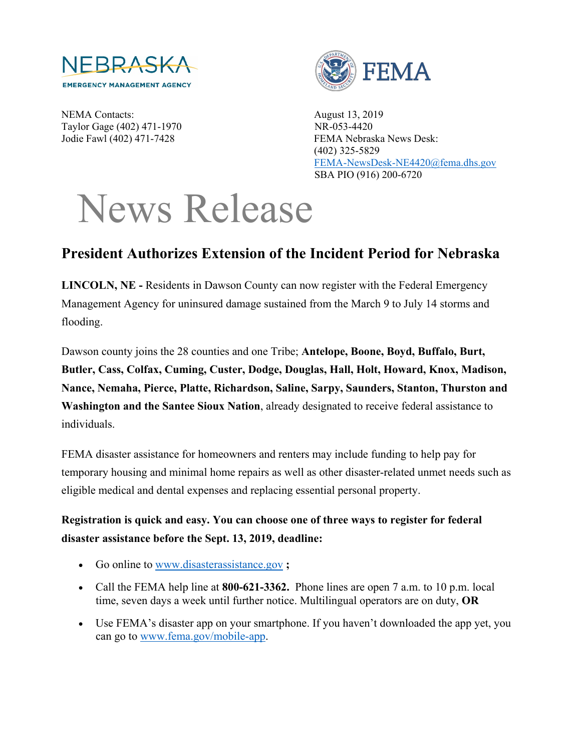NEBRASKA
EMERGENCY MANAGEMENT AGENCY

FEMA

NEMA Contacts:
Taylor Gage (402) 471-1970
Jodie Fawl (402) 471-7428

August 13, 2019
NR-053-4420
FEMA Nebraska News Desk:
(402) 325-5829
FEMA-NewsDesk-NE4420@fema.dhs.gov
SBA PIO (916) 200-6720

# News Release

## President Authorizes Extension of the Incident Period for Nebraska

**LINCOLN, NE -** Residents in Dawson County can now register with the Federal Emergency Management Agency for uninsured damage sustained from the March 9 to July 14 storms and flooding.

Dawson county joins the 28 counties and one Tribe; **Antelope, Boone, Boyd, Buffalo, Burt, Butler, Cass, Colfax, Cuming, Custer, Dodge, Douglas, Hall, Holt, Howard, Knox, Madison, Nance, Nemaha, Pierce, Platte, Richardson, Saline, Sarpy, Saunders, Stanton, Thurston and Washington and the Santee Sioux Nation**, already designated to receive federal assistance to individuals.

FEMA disaster assistance for homeowners and renters may include funding to help pay for temporary housing and minimal home repairs as well as other disaster-related unmet needs such as eligible medical and dental expenses and replacing essential personal property.

**Registration is quick and easy. You can choose one of three ways to register for federal disaster assistance before the Sept. 13, 2019, deadline:**

- Go online to www.disasterassistance.gov **;**
- Call the FEMA help line at **800-621-3362.** Phone lines are open 7 a.m. to 10 p.m. local time, seven days a week until further notice. Multilingual operators are on duty, **OR**
- Use FEMA's disaster app on your smartphone. If you haven't downloaded the app yet, you can go to www.fema.gov/mobile-app.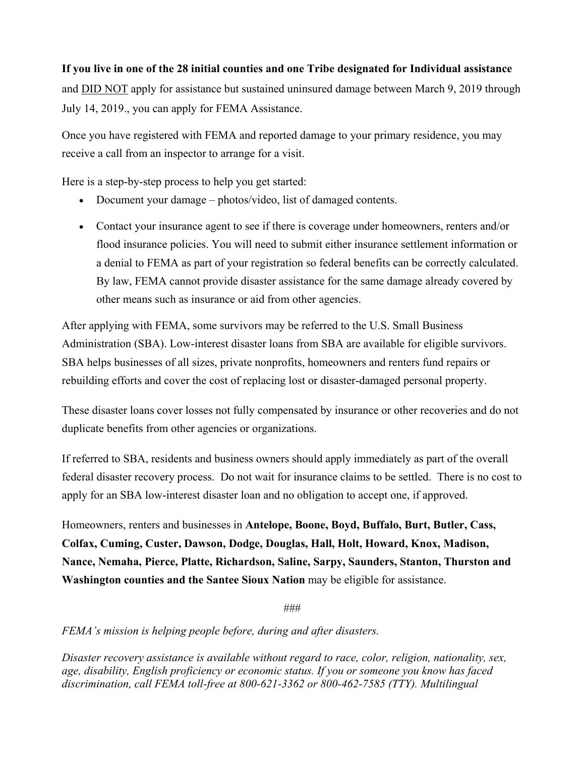**If you live in one of the 28 initial counties and one Tribe designated for Individual assistance** and <u>DID NOT</u> apply for assistance but sustained uninsured damage between March 9, 2019 through July 14, 2019., you can apply for FEMA Assistance.

Once you have registered with FEMA and reported damage to your primary residence, you may receive a call from an inspector to arrange for a visit.

Here is a step-by-step process to help you get started:

- Document your damage – photos/video, list of damaged contents.
- Contact your insurance agent to see if there is coverage under homeowners, renters and/or flood insurance policies. You will need to submit either insurance settlement information or a denial to FEMA as part of your registration so federal benefits can be correctly calculated. By law, FEMA cannot provide disaster assistance for the same damage already covered by other means such as insurance or aid from other agencies.

After applying with FEMA, some survivors may be referred to the U.S. Small Business Administration (SBA). Low-interest disaster loans from SBA are available for eligible survivors. SBA helps businesses of all sizes, private nonprofits, homeowners and renters fund repairs or rebuilding efforts and cover the cost of replacing lost or disaster-damaged personal property.

These disaster loans cover losses not fully compensated by insurance or other recoveries and do not duplicate benefits from other agencies or organizations.

If referred to SBA, residents and business owners should apply immediately as part of the overall federal disaster recovery process. Do not wait for insurance claims to be settled. There is no cost to apply for an SBA low-interest disaster loan and no obligation to accept one, if approved.

Homeowners, renters and businesses in **Antelope, Boone, Boyd, Buffalo, Burt, Butler, Cass, Colfax, Cuming, Custer, Dawson, Dodge, Douglas, Hall, Holt, Howard, Knox, Madison, Nance, Nemaha, Pierce, Platte, Richardson, Saline, Sarpy, Saunders, Stanton, Thurston and Washington counties and the Santee Sioux Nation** may be eligible for assistance.

###

*FEMA's mission is helping people before, during and after disasters.*

*Disaster recovery assistance is available without regard to race, color, religion, nationality, sex, age, disability, English proficiency or economic status. If you or someone you know has faced discrimination, call FEMA toll-free at 800-621-3362 or 800-462-7585 (TTY). Multilingual*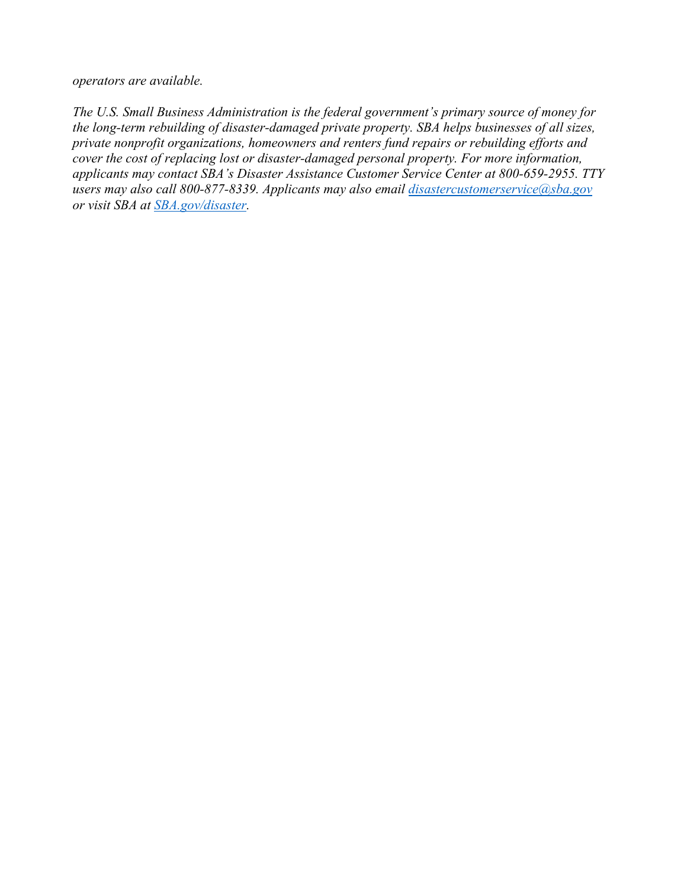*operators are available.*

*The U.S. Small Business Administration is the federal government's primary source of money for the long-term rebuilding of disaster-damaged private property. SBA helps businesses of all sizes, private nonprofit organizations, homeowners and renters fund repairs or rebuilding efforts and cover the cost of replacing lost or disaster-damaged personal property. For more information, applicants may contact SBA's Disaster Assistance Customer Service Center at 800-659-2955. TTY users may also call 800-877-8339. Applicants may also email [disastercustomerservice@sba.gov](mailto:disastercustomerservice@sba.gov) or visit SBA at [SBA.gov/disaster](https://SBA.gov/disaster).*